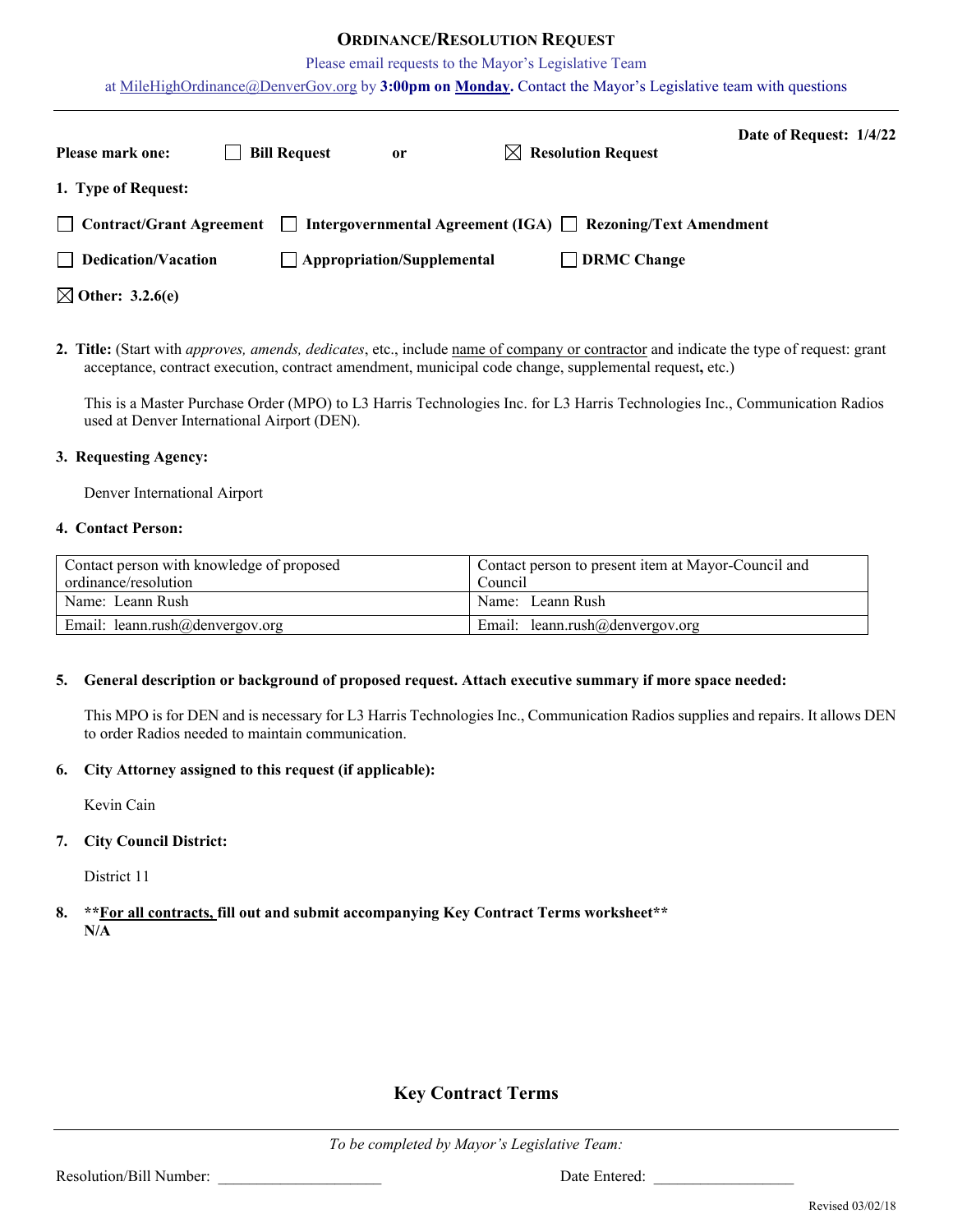# ORDINANCE/RESOLUTION REQUEST

Please email requests to the Mayor's Legislative Team

at MileHighOrdinance@DenverGov.org by **3:00pm on Monday.** Contact the Mayor's Legislative team with questions

---

**Date of Request: 1/4/22**

**Please mark one:** ☐ **Bill Request** **or** ☒ **Resolution Request**

**1. Type of Request:**

☐ **Contract/Grant Agreement** ☐ **Intergovernmental Agreement (IGA)** ☐ **Rezoning/Text Amendment**

☐ **Dedication/Vacation** ☐ **Appropriation/Supplemental** ☐ **DRMC Change**

☒ **Other: 3.2.6(e)**

**2. Title:** (Start with *approves, amends, dedicates*, etc., include name of company or contractor and indicate the type of request: grant acceptance, contract execution, contract amendment, municipal code change, supplemental request**,** etc.)

This is a Master Purchase Order (MPO) to L3 Harris Technologies Inc. for L3 Harris Technologies Inc., Communication Radios used at Denver International Airport (DEN).

**3. Requesting Agency:**

Denver International Airport

**4. Contact Person:**

| Contact person with knowledge of proposed ordinance/resolution | Contact person to present item at Mayor-Council and Council |
|---|---|
| Name: Leann Rush | Name: Leann Rush |
| Email: leann.rush@denvergov.org | Email: leann.rush@denvergov.org |

**5. General description or background of proposed request. Attach executive summary if more space needed:**

This MPO is for DEN and is necessary for L3 Harris Technologies Inc., Communication Radios supplies and repairs. It allows DEN to order Radios needed to maintain communication.

**6. City Attorney assigned to this request (if applicable):**

Kevin Cain

**7. City Council District:**

District 11

**8. \*\*For all contracts, fill out and submit accompanying Key Contract Terms worksheet\*\***
**N/A**

## Key Contract Terms

---

*To be completed by Mayor's Legislative Team:*

Resolution/Bill Number: ____________________ Date Entered: ________________

Revised 03/02/18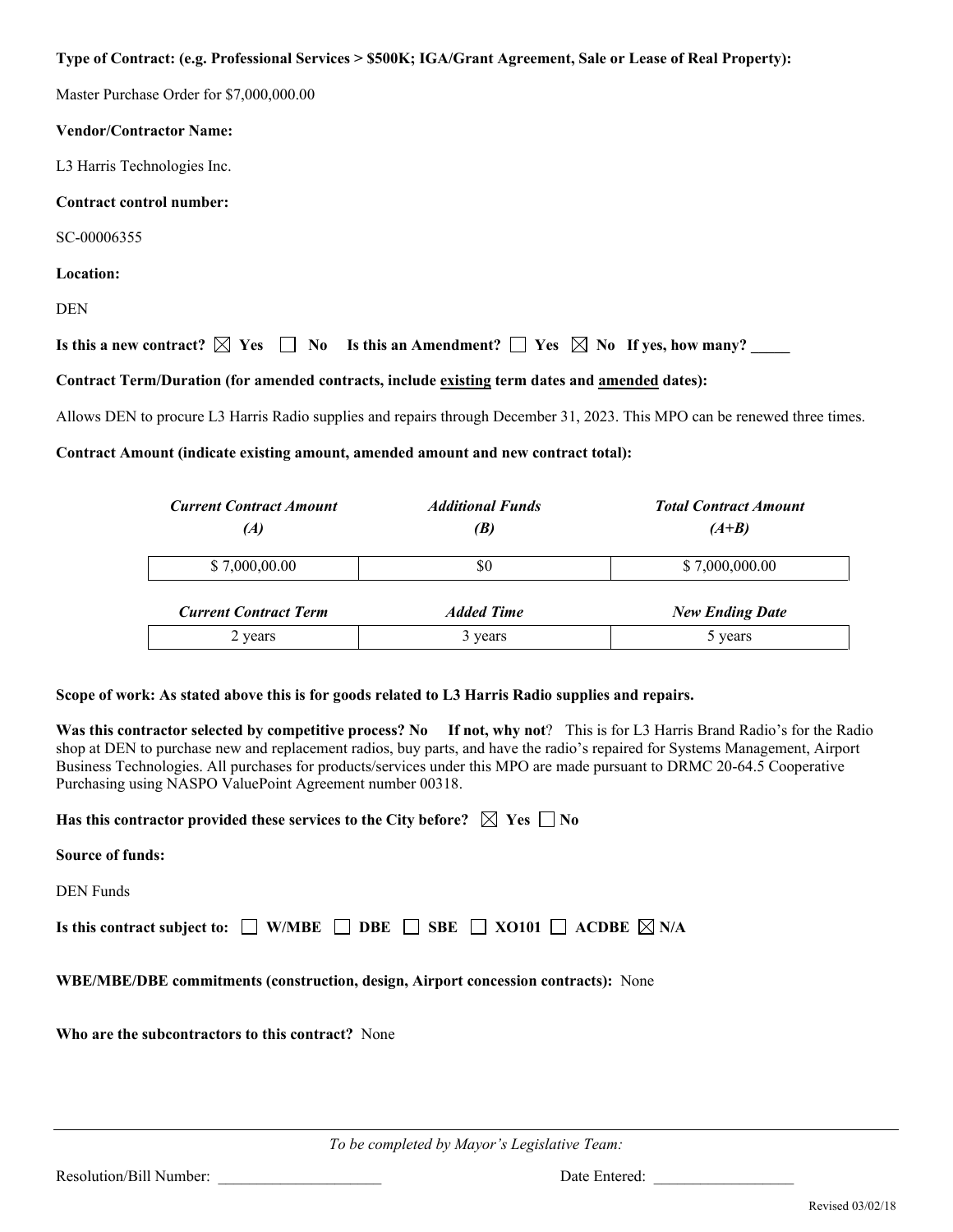**Type of Contract: (e.g. Professional Services > $500K; IGA/Grant Agreement, Sale or Lease of Real Property):**

Master Purchase Order for $7,000,000.00

**Vendor/Contractor Name:**

L3 Harris Technologies Inc.

**Contract control number:**

SC-00006355

**Location:**

DEN

**Is this a new contract?** ☒ **Yes** ☐ **No** **Is this an Amendment?** ☐ **Yes** ☒ **No** **If yes, how many? _____**

**Contract Term/Duration (for amended contracts, include existing term dates and amended dates):**

Allows DEN to procure L3 Harris Radio supplies and repairs through December 31, 2023. This MPO can be renewed three times.

**Contract Amount (indicate existing amount, amended amount and new contract total):**

| ***Current Contract Amount (A)*** | ***Additional Funds (B)*** | ***Total Contract Amount (A+B)*** |
|---|---|---|
| $ 7,000,00.00 | $0 | $ 7,000,000.00 |
| ***Current Contract Term*** | ***Added Time*** | ***New Ending Date*** |
| 2 years | 3 years | 5 years |

**Scope of work: As stated above this is for goods related to L3 Harris Radio supplies and repairs.**

**Was this contractor selected by competitive process? No** **If not, why not**? This is for L3 Harris Brand Radio's for the Radio shop at DEN to purchase new and replacement radios, buy parts, and have the radio's repaired for Systems Management, Airport Business Technologies. All purchases for products/services under this MPO are made pursuant to DRMC 20-64.5 Cooperative Purchasing using NASPO ValuePoint Agreement number 00318.

**Has this contractor provided these services to the City before?** ☒ **Yes** ☐ **No**

**Source of funds:**

DEN Funds

**Is this contract subject to:** ☐ **W/MBE** ☐ **DBE** ☐ **SBE** ☐ **XO101** ☐ **ACDBE** ☒ **N/A**

**WBE/MBE/DBE commitments (construction, design, Airport concession contracts):** None

**Who are the subcontractors to this contract?** None

---

*To be completed by Mayor's Legislative Team:*

Resolution/Bill Number: _____________________ Date Entered: __________________

Revised 03/02/18